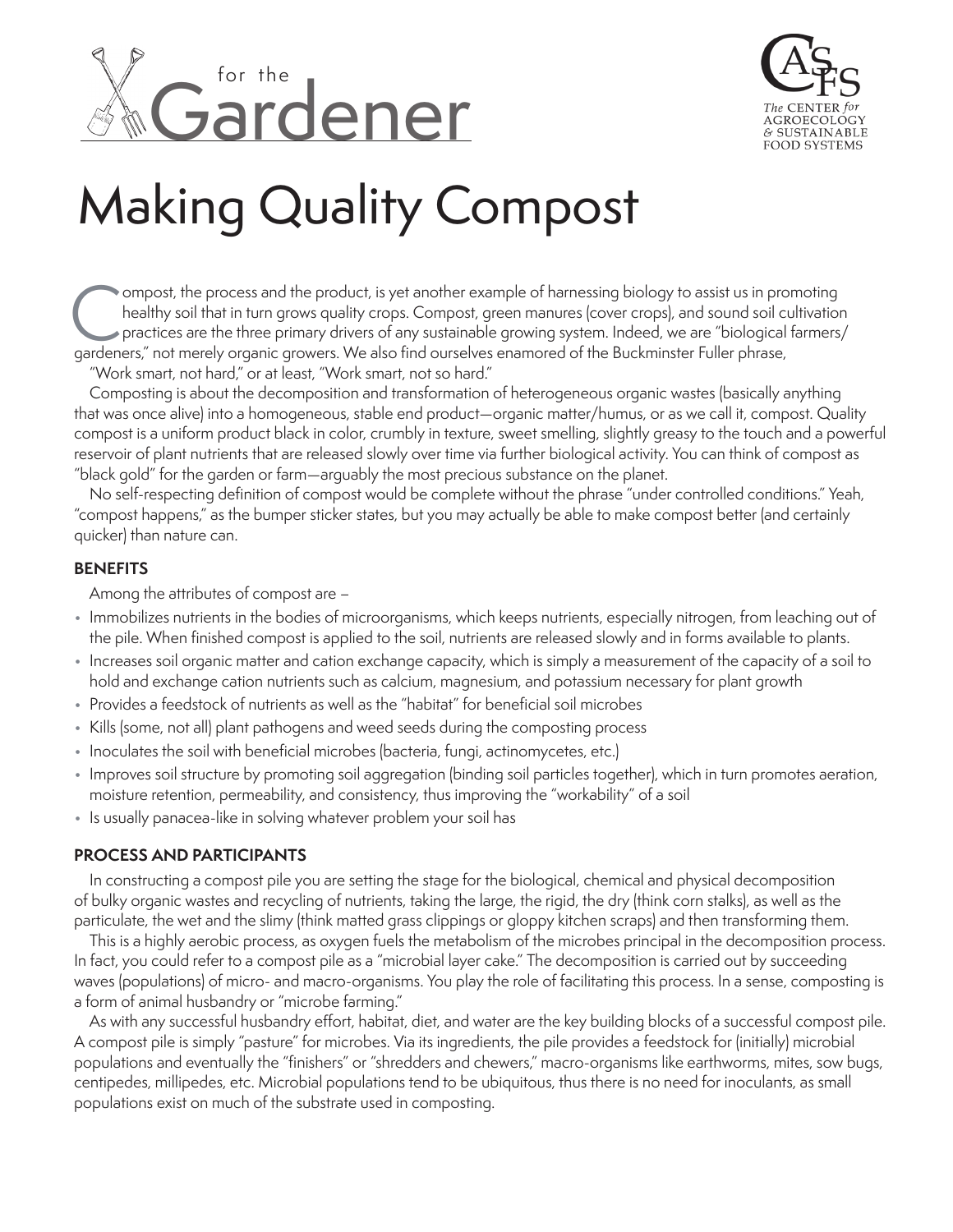for the Gardener

The Center for Agroecology & Sustainable Food Systems

# Making Quality Compost

Compost, the process and the product, is yet another example of harnessing biology to assist us in promoting healthy soil that in turn grows quality crops. Compost, green manures (cover crops), and sound soil cultivation practices are the three primary drivers of any sustainable growing system. Indeed, we are "biological farmers/ gardeners," not merely organic growers. We also find ourselves enamored of the Buckminster Fuller phrase, "Work smart, not hard," or at least, "Work smart, not so hard."

Composting is about the decomposition and transformation of heterogeneous organic wastes (basically anything that was once alive) into a homogeneous, stable end product—organic matter/humus, or as we call it, compost. Quality compost is a uniform product black in color, crumbly in texture, sweet smelling, slightly greasy to the touch and a powerful reservoir of plant nutrients that are released slowly over time via further biological activity. You can think of compost as "black gold" for the garden or farm—arguably the most precious substance on the planet.

No self-respecting definition of compost would be complete without the phrase "under controlled conditions." Yeah, "compost happens," as the bumper sticker states, but you may actually be able to make compost better (and certainly quicker) than nature can.

## BENEFITS

Among the attributes of compost are –

- Immobilizes nutrients in the bodies of microorganisms, which keeps nutrients, especially nitrogen, from leaching out of the pile. When finished compost is applied to the soil, nutrients are released slowly and in forms available to plants.
- Increases soil organic matter and cation exchange capacity, which is simply a measurement of the capacity of a soil to hold and exchange cation nutrients such as calcium, magnesium, and potassium necessary for plant growth
- Provides a feedstock of nutrients as well as the "habitat" for beneficial soil microbes
- Kills (some, not all) plant pathogens and weed seeds during the composting process
- Inoculates the soil with beneficial microbes (bacteria, fungi, actinomycetes, etc.)
- Improves soil structure by promoting soil aggregation (binding soil particles together), which in turn promotes aeration, moisture retention, permeability, and consistency, thus improving the "workability" of a soil
- Is usually panacea-like in solving whatever problem your soil has

## PROCESS AND PARTICIPANTS

In constructing a compost pile you are setting the stage for the biological, chemical and physical decomposition of bulky organic wastes and recycling of nutrients, taking the large, the rigid, the dry (think corn stalks), as well as the particulate, the wet and the slimy (think matted grass clippings or gloppy kitchen scraps) and then transforming them.

This is a highly aerobic process, as oxygen fuels the metabolism of the microbes principal in the decomposition process. In fact, you could refer to a compost pile as a "microbial layer cake." The decomposition is carried out by succeeding waves (populations) of micro- and macro-organisms. You play the role of facilitating this process. In a sense, composting is a form of animal husbandry or "microbe farming."

As with any successful husbandry effort, habitat, diet, and water are the key building blocks of a successful compost pile. A compost pile is simply "pasture" for microbes. Via its ingredients, the pile provides a feedstock for (initially) microbial populations and eventually the "finishers" or "shredders and chewers," macro-organisms like earthworms, mites, sow bugs, centipedes, millipedes, etc. Microbial populations tend to be ubiquitous, thus there is no need for inoculants, as small populations exist on much of the substrate used in composting.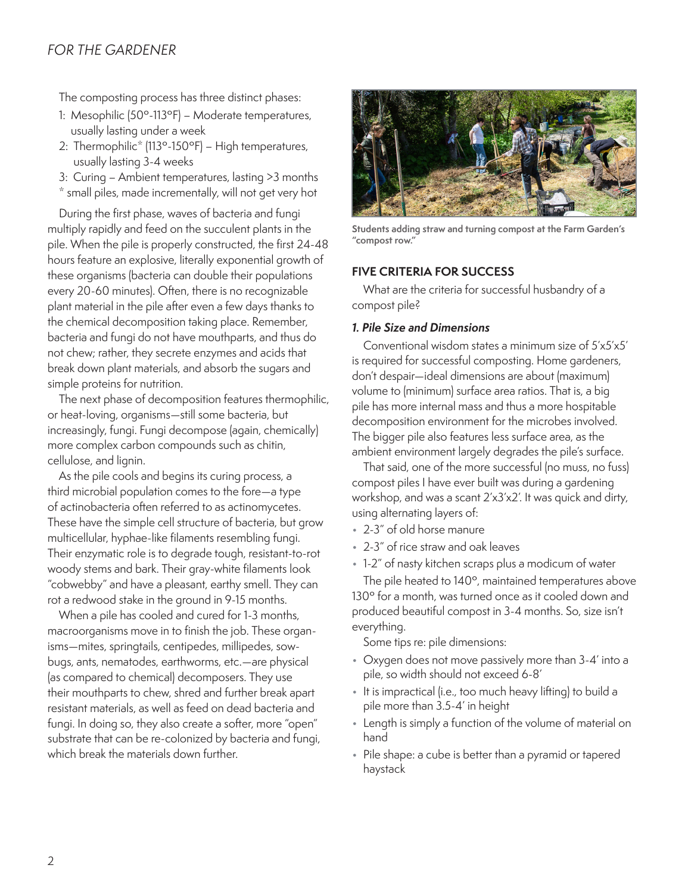The composting process has three distinct phases:

1: Mesophilic (50°-113°F) – Moderate temperatures, usually lasting under a week

2: Thermophilic* (113°-150°F) – High temperatures, usually lasting 3-4 weeks

3: Curing – Ambient temperatures, lasting >3 months

* small piles, made incrementally, will not get very hot

During the first phase, waves of bacteria and fungi multiply rapidly and feed on the succulent plants in the pile. When the pile is properly constructed, the first 24-48 hours feature an explosive, literally exponential growth of these organisms (bacteria can double their populations every 20-60 minutes). Often, there is no recognizable plant material in the pile after even a few days thanks to the chemical decomposition taking place. Remember, bacteria and fungi do not have mouthparts, and thus do not chew; rather, they secrete enzymes and acids that break down plant materials, and absorb the sugars and simple proteins for nutrition.

The next phase of decomposition features thermophilic, or heat-loving, organisms—still some bacteria, but increasingly, fungi. Fungi decompose (again, chemically) more complex carbon compounds such as chitin, cellulose, and lignin.

As the pile cools and begins its curing process, a third microbial population comes to the fore—a type of actinobacteria often referred to as actinomycetes. These have the simple cell structure of bacteria, but grow multicellular, hyphae-like filaments resembling fungi. Their enzymatic role is to degrade tough, resistant-to-rot woody stems and bark. Their gray-white filaments look "cobwebby" and have a pleasant, earthy smell. They can rot a redwood stake in the ground in 9-15 months.

When a pile has cooled and cured for 1-3 months, macroorganisms move in to finish the job. These organisms—mites, springtails, centipedes, millipedes, sowbugs, ants, nematodes, earthworms, etc.—are physical (as compared to chemical) decomposers. They use their mouthparts to chew, shred and further break apart resistant materials, as well as feed on dead bacteria and fungi. In doing so, they also create a softer, more "open" substrate that can be re-colonized by bacteria and fungi, which break the materials down further.

**Students adding straw and turning compost at the Farm Garden's "compost row."**

## FIVE CRITERIA FOR SUCCESS

What are the criteria for successful husbandry of a compost pile?

### *1. Pile Size and Dimensions*

Conventional wisdom states a minimum size of 5'x5'x5' is required for successful composting. Home gardeners, don't despair—ideal dimensions are about (maximum) volume to (minimum) surface area ratios. That is, a big pile has more internal mass and thus a more hospitable decomposition environment for the microbes involved. The bigger pile also features less surface area, as the ambient environment largely degrades the pile's surface.

That said, one of the more successful (no muss, no fuss) compost piles I have ever built was during a gardening workshop, and was a scant 2'x3'x2'. It was quick and dirty, using alternating layers of:

- 2-3" of old horse manure
- 2-3" of rice straw and oak leaves
- 1-2" of nasty kitchen scraps plus a modicum of water

The pile heated to 140°, maintained temperatures above 130° for a month, was turned once as it cooled down and produced beautiful compost in 3-4 months. So, size isn't everything.

Some tips re: pile dimensions:

- Oxygen does not move passively more than 3-4' into a pile, so width should not exceed 6-8'
- It is impractical (i.e., too much heavy lifting) to build a pile more than 3.5-4' in height
- Length is simply a function of the volume of material on hand
- Pile shape: a cube is better than a pyramid or tapered haystack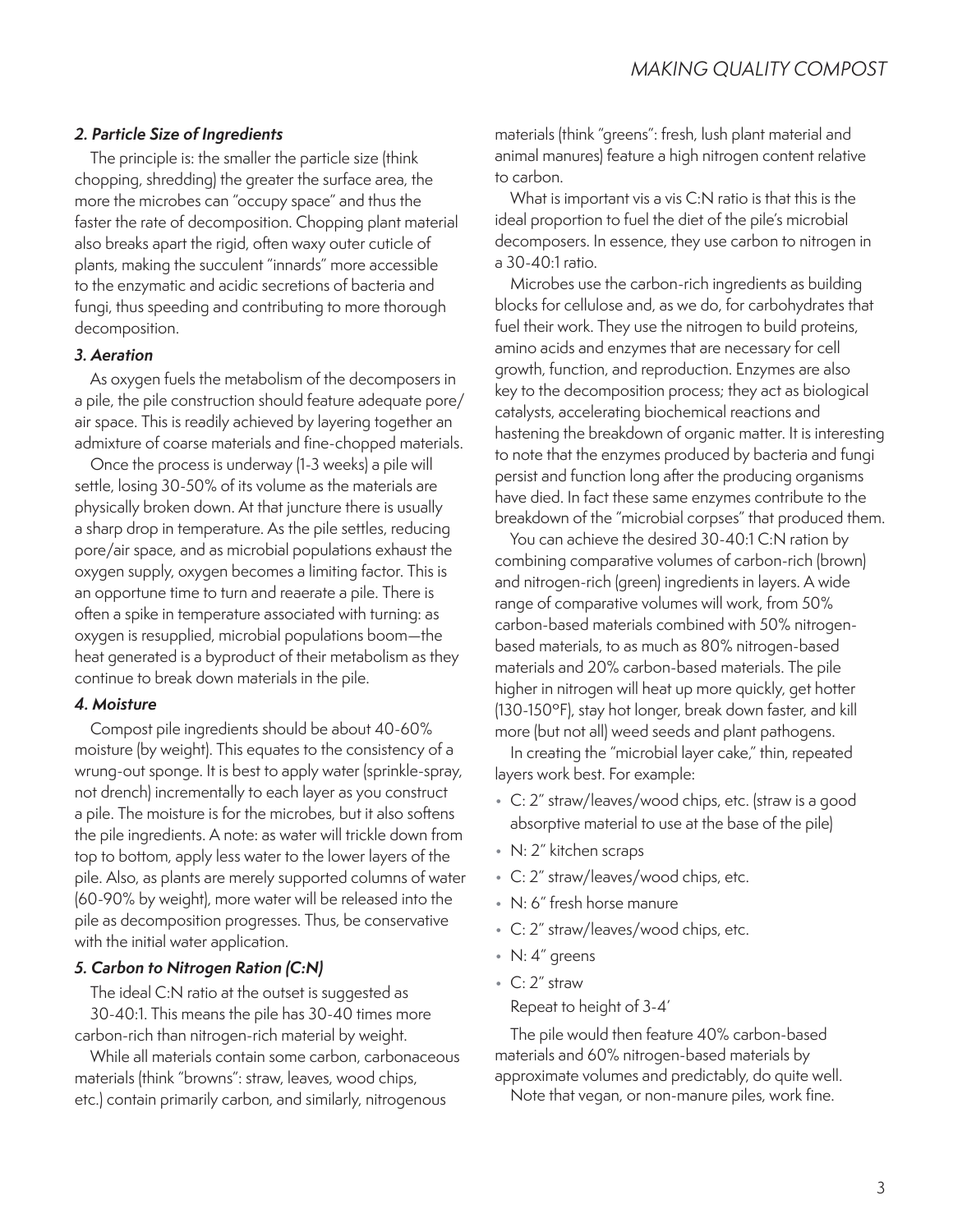### *2. Particle Size of Ingredients*

The principle is: the smaller the particle size (think chopping, shredding) the greater the surface area, the more the microbes can "occupy space" and thus the faster the rate of decomposition. Chopping plant material also breaks apart the rigid, often waxy outer cuticle of plants, making the succulent "innards" more accessible to the enzymatic and acidic secretions of bacteria and fungi, thus speeding and contributing to more thorough decomposition.

### *3. Aeration*

As oxygen fuels the metabolism of the decomposers in a pile, the pile construction should feature adequate pore/air space. This is readily achieved by layering together an admixture of coarse materials and fine-chopped materials.

Once the process is underway (1-3 weeks) a pile will settle, losing 30-50% of its volume as the materials are physically broken down. At that juncture there is usually a sharp drop in temperature. As the pile settles, reducing pore/air space, and as microbial populations exhaust the oxygen supply, oxygen becomes a limiting factor. This is an opportune time to turn and reaerate a pile. There is often a spike in temperature associated with turning: as oxygen is resupplied, microbial populations boom—the heat generated is a byproduct of their metabolism as they continue to break down materials in the pile.

### *4. Moisture*

Compost pile ingredients should be about 40-60% moisture (by weight). This equates to the consistency of a wrung-out sponge. It is best to apply water (sprinkle-spray, not drench) incrementally to each layer as you construct a pile. The moisture is for the microbes, but it also softens the pile ingredients. A note: as water will trickle down from top to bottom, apply less water to the lower layers of the pile. Also, as plants are merely supported columns of water (60-90% by weight), more water will be released into the pile as decomposition progresses. Thus, be conservative with the initial water application.

### *5. Carbon to Nitrogen Ration (C:N)*

The ideal C:N ratio at the outset is suggested as 30-40:1. This means the pile has 30-40 times more carbon-rich than nitrogen-rich material by weight.

While all materials contain some carbon, carbonaceous materials (think "browns": straw, leaves, wood chips, etc.) contain primarily carbon, and similarly, nitrogenous materials (think "greens": fresh, lush plant material and animal manures) feature a high nitrogen content relative to carbon.

What is important vis a vis C:N ratio is that this is the ideal proportion to fuel the diet of the pile's microbial decomposers. In essence, they use carbon to nitrogen in a 30-40:1 ratio.

Microbes use the carbon-rich ingredients as building blocks for cellulose and, as we do, for carbohydrates that fuel their work. They use the nitrogen to build proteins, amino acids and enzymes that are necessary for cell growth, function, and reproduction. Enzymes are also key to the decomposition process; they act as biological catalysts, accelerating biochemical reactions and hastening the breakdown of organic matter. It is interesting to note that the enzymes produced by bacteria and fungi persist and function long after the producing organisms have died. In fact these same enzymes contribute to the breakdown of the "microbial corpses" that produced them.

You can achieve the desired 30-40:1 C:N ration by combining comparative volumes of carbon-rich (brown) and nitrogen-rich (green) ingredients in layers. A wide range of comparative volumes will work, from 50% carbon-based materials combined with 50% nitrogen-based materials, to as much as 80% nitrogen-based materials and 20% carbon-based materials. The pile higher in nitrogen will heat up more quickly, get hotter (130-150°F), stay hot longer, break down faster, and kill more (but not all) weed seeds and plant pathogens.

In creating the "microbial layer cake," thin, repeated layers work best. For example:

- C: 2" straw/leaves/wood chips, etc. (straw is a good absorptive material to use at the base of the pile)
- N: 2" kitchen scraps
- C: 2" straw/leaves/wood chips, etc.
- N: 6" fresh horse manure
- C: 2" straw/leaves/wood chips, etc.
- N: 4" greens
- C: 2" straw

  Repeat to height of 3-4'

The pile would then feature 40% carbon-based materials and 60% nitrogen-based materials by approximate volumes and predictably, do quite well.

Note that vegan, or non-manure piles, work fine.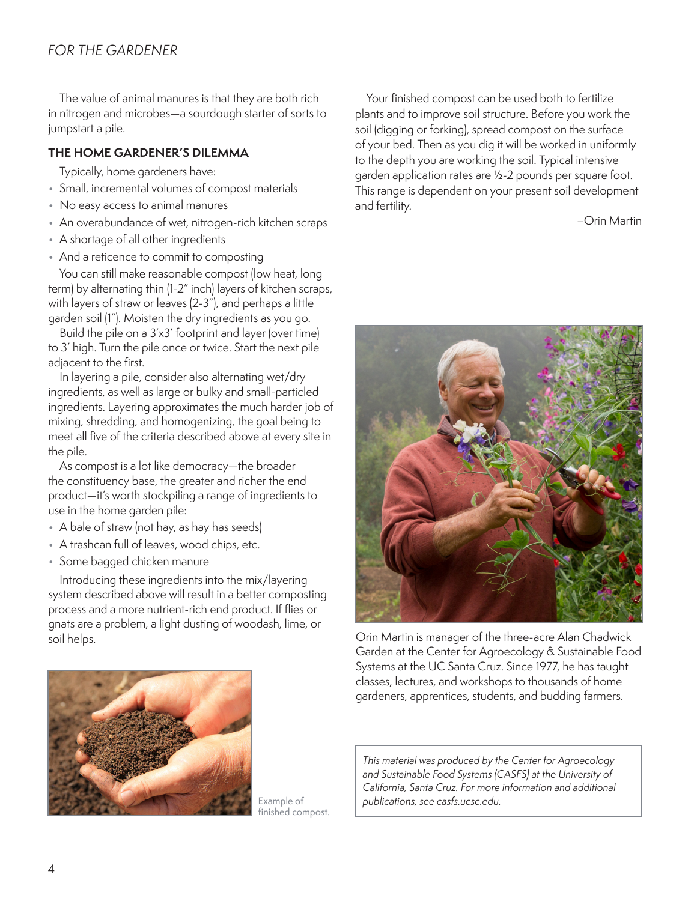The value of animal manures is that they are both rich in nitrogen and microbes—a sourdough starter of sorts to jumpstart a pile.

### THE HOME GARDENER'S DILEMMA

Typically, home gardeners have:

- Small, incremental volumes of compost materials
- No easy access to animal manures
- An overabundance of wet, nitrogen-rich kitchen scraps
- A shortage of all other ingredients
- And a reticence to commit to composting

You can still make reasonable compost (low heat, long term) by alternating thin (1-2" inch) layers of kitchen scraps, with layers of straw or leaves (2-3"), and perhaps a little garden soil (1"). Moisten the dry ingredients as you go.

Build the pile on a 3'x3' footprint and layer (over time) to 3' high. Turn the pile once or twice. Start the next pile adjacent to the first.

In layering a pile, consider also alternating wet/dry ingredients, as well as large or bulky and small-particled ingredients. Layering approximates the much harder job of mixing, shredding, and homogenizing, the goal being to meet all five of the criteria described above at every site in the pile.

As compost is a lot like democracy—the broader the constituency base, the greater and richer the end product—it's worth stockpiling a range of ingredients to use in the home garden pile:

- A bale of straw (not hay, as hay has seeds)
- A trashcan full of leaves, wood chips, etc.
- Some bagged chicken manure

Introducing these ingredients into the mix/layering system described above will result in a better composting process and a more nutrient-rich end product. If flies or gnats are a problem, a light dusting of woodash, lime, or soil helps.

Example of finished compost.

Your finished compost can be used both to fertilize plants and to improve soil structure. Before you work the soil (digging or forking), spread compost on the surface of your bed. Then as you dig it will be worked in uniformly to the depth you are working the soil. Typical intensive garden application rates are ½-2 pounds per square foot. This range is dependent on your present soil development and fertility.

–Orin Martin

Orin Martin is manager of the three-acre Alan Chadwick Garden at the Center for Agroecology & Sustainable Food Systems at the UC Santa Cruz. Since 1977, he has taught classes, lectures, and workshops to thousands of home gardeners, apprentices, students, and budding farmers.

*This material was produced by the Center for Agroecology and Sustainable Food Systems (CASFS) at the University of California, Santa Cruz. For more information and additional publications, see casfs.ucsc.edu.*